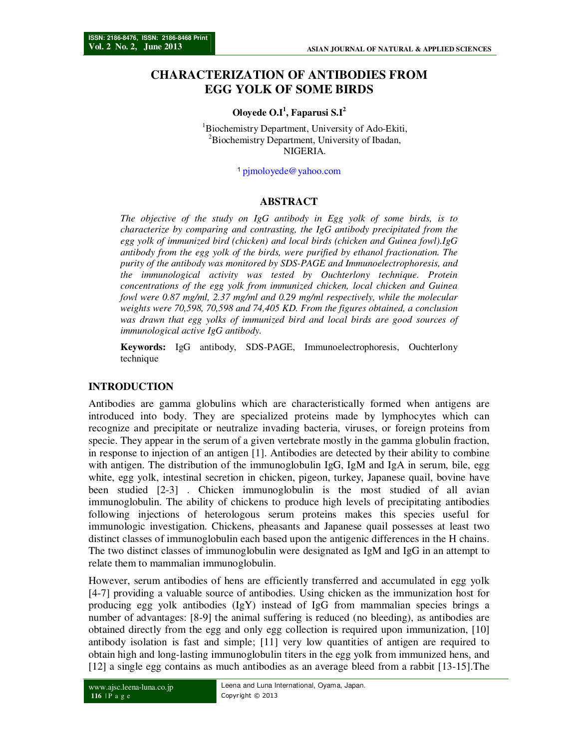# CHARACTERIZATION OF ANTIBODIES FROM EGG YOLK OF SOME BIRDS

**Oloyede O.I[1], Faparusi S.I[2]**

[1]Biochemistry Department, University of Ado-Ekiti,
[2]Biochemistry Department, University of Ibadan,
NIGERIA.

[1] pjmoloyede@yahoo.com

## ABSTRACT

*The objective of the study on IgG antibody in Egg yolk of some birds, is to characterize by comparing and contrasting, the IgG antibody precipitated from the egg yolk of immunized bird (chicken) and local birds (chicken and Guinea fowl).IgG antibody from the egg yolk of the birds, were purified by ethanol fractionation. The purity of the antibody was monitored by SDS-PAGE and Immunoelectrophoresis, and the immunological activity was tested by Ouchterlony technique. Protein concentrations of the egg yolk from immunized chicken, local chicken and Guinea fowl were 0.87 mg/ml, 2.37 mg/ml and 0.29 mg/ml respectively, while the molecular weights were 70,598, 70,598 and 74,405 KD. From the figures obtained, a conclusion was drawn that egg yolks of immunized bird and local birds are good sources of immunological active IgG antibody.*

**Keywords:** IgG antibody, SDS-PAGE, Immunoelectrophoresis, Ouchterlony technique

## INTRODUCTION

Antibodies are gamma globulins which are characteristically formed when antigens are introduced into body. They are specialized proteins made by lymphocytes which can recognize and precipitate or neutralize invading bacteria, viruses, or foreign proteins from specie. They appear in the serum of a given vertebrate mostly in the gamma globulin fraction, in response to injection of an antigen [1]. Antibodies are detected by their ability to combine with antigen. The distribution of the immunoglobulin IgG, IgM and IgA in serum, bile, egg white, egg yolk, intestinal secretion in chicken, pigeon, turkey, Japanese quail, bovine have been studied [2-3] . Chicken immunoglobulin is the most studied of all avian immunoglobulin. The ability of chickens to produce high levels of precipitating antibodies following injections of heterologous serum proteins makes this species useful for immunologic investigation. Chickens, pheasants and Japanese quail possesses at least two distinct classes of immunoglobulin each based upon the antigenic differences in the H chains. The two distinct classes of immunoglobulin were designated as IgM and IgG in an attempt to relate them to mammalian immunoglobulin.

However, serum antibodies of hens are efficiently transferred and accumulated in egg yolk [4-7] providing a valuable source of antibodies. Using chicken as the immunization host for producing egg yolk antibodies (IgY) instead of IgG from mammalian species brings a number of advantages: [8-9] the animal suffering is reduced (no bleeding), as antibodies are obtained directly from the egg and only egg collection is required upon immunization, [10] antibody isolation is fast and simple; [11] very low quantities of antigen are required to obtain high and long-lasting immunoglobulin titers in the egg yolk from immunized hens, and [12] a single egg contains as much antibodies as an average bleed from a rabbit [13-15].The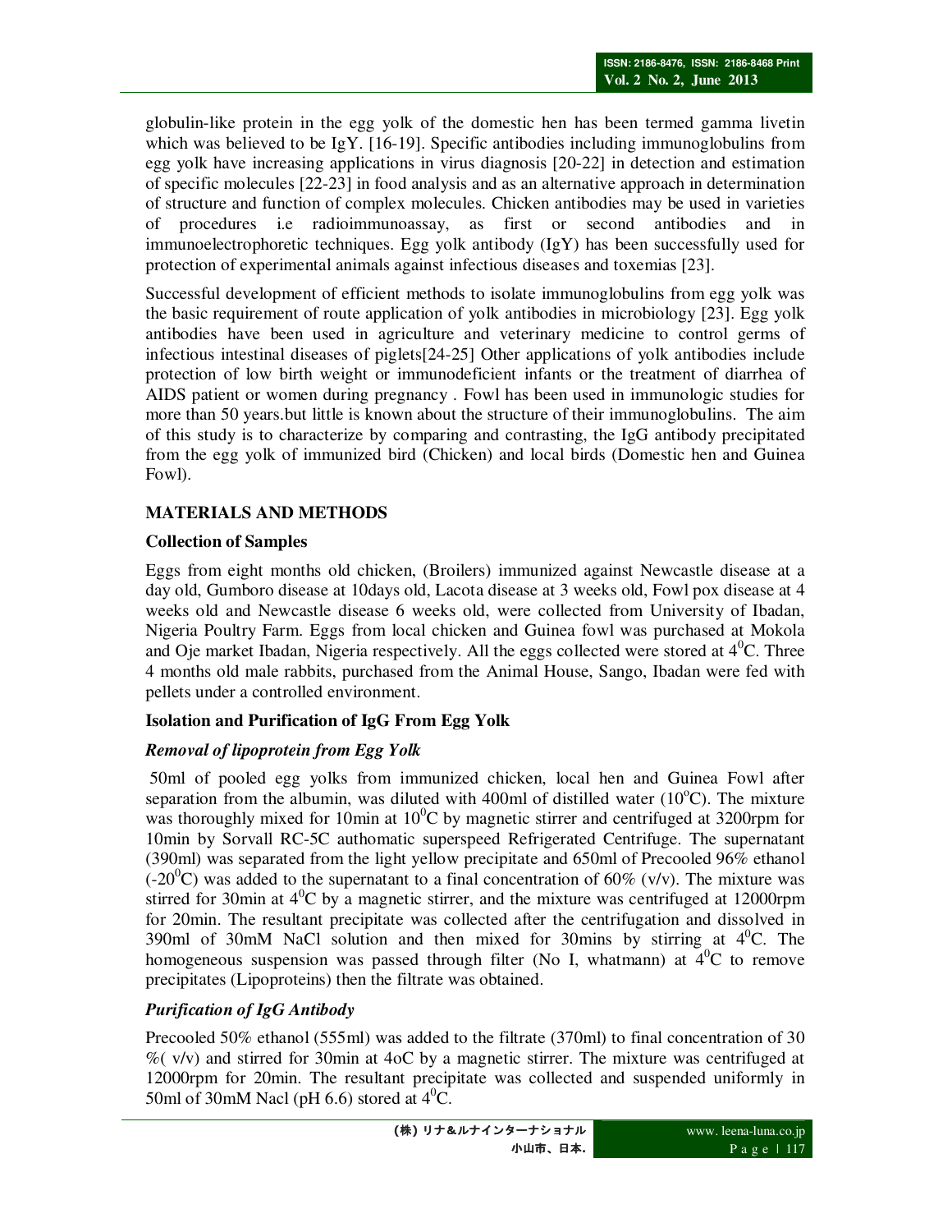globulin-like protein in the egg yolk of the domestic hen has been termed gamma livetin which was believed to be IgY. [16-19]. Specific antibodies including immunoglobulins from egg yolk have increasing applications in virus diagnosis [20-22] in detection and estimation of specific molecules [22-23] in food analysis and as an alternative approach in determination of structure and function of complex molecules. Chicken antibodies may be used in varieties of procedures i.e radioimmunoassay, as first or second antibodies and in immunoelectrophoretic techniques. Egg yolk antibody (IgY) has been successfully used for protection of experimental animals against infectious diseases and toxemias [23].

Successful development of efficient methods to isolate immunoglobulins from egg yolk was the basic requirement of route application of yolk antibodies in microbiology [23]. Egg yolk antibodies have been used in agriculture and veterinary medicine to control germs of infectious intestinal diseases of piglets[24-25] Other applications of yolk antibodies include protection of low birth weight or immunodeficient infants or the treatment of diarrhea of AIDS patient or women during pregnancy . Fowl has been used in immunologic studies for more than 50 years.but little is known about the structure of their immunoglobulins. The aim of this study is to characterize by comparing and contrasting, the IgG antibody precipitated from the egg yolk of immunized bird (Chicken) and local birds (Domestic hen and Guinea Fowl).

## MATERIALS AND METHODS

### Collection of Samples

Eggs from eight months old chicken, (Broilers) immunized against Newcastle disease at a day old, Gumboro disease at 10days old, Lacota disease at 3 weeks old, Fowl pox disease at 4 weeks old and Newcastle disease 6 weeks old, were collected from University of Ibadan, Nigeria Poultry Farm. Eggs from local chicken and Guinea fowl was purchased at Mokola and Oje market Ibadan, Nigeria respectively. All the eggs collected were stored at $4^0$C. Three 4 months old male rabbits, purchased from the Animal House, Sango, Ibadan were fed with pellets under a controlled environment.

### Isolation and Purification of IgG From Egg Yolk

#### *Removal of lipoprotein from Egg Yolk*

50ml of pooled egg yolks from immunized chicken, local hen and Guinea Fowl after separation from the albumin, was diluted with 400ml of distilled water ($10^o$C). The mixture was thoroughly mixed for 10min at $10^0$C by magnetic stirrer and centrifuged at 3200rpm for 10min by Sorvall RC-5C authomatic superspeed Refrigerated Centrifuge. The supernatant (390ml) was separated from the light yellow precipitate and 650ml of Precooled 96% ethanol ($-20^0$C) was added to the supernatant to a final concentration of 60% (v/v). The mixture was stirred for 30min at $4^0$C by a magnetic stirrer, and the mixture was centrifuged at 12000rpm for 20min. The resultant precipitate was collected after the centrifugation and dissolved in 390ml of 30mM NaCl solution and then mixed for 30mins by stirring at $4^0$C. The homogeneous suspension was passed through filter (No I, whatmann) at $4^0$C to remove precipitates (Lipoproteins) then the filtrate was obtained.

#### *Purification of IgG Antibody*

Precooled 50% ethanol (555ml) was added to the filtrate (370ml) to final concentration of 30 %( v/v) and stirred for 30min at 4oC by a magnetic stirrer. The mixture was centrifuged at 12000rpm for 20min. The resultant precipitate was collected and suspended uniformly in 50ml of 30mM Nacl (pH 6.6) stored at $4^0$C.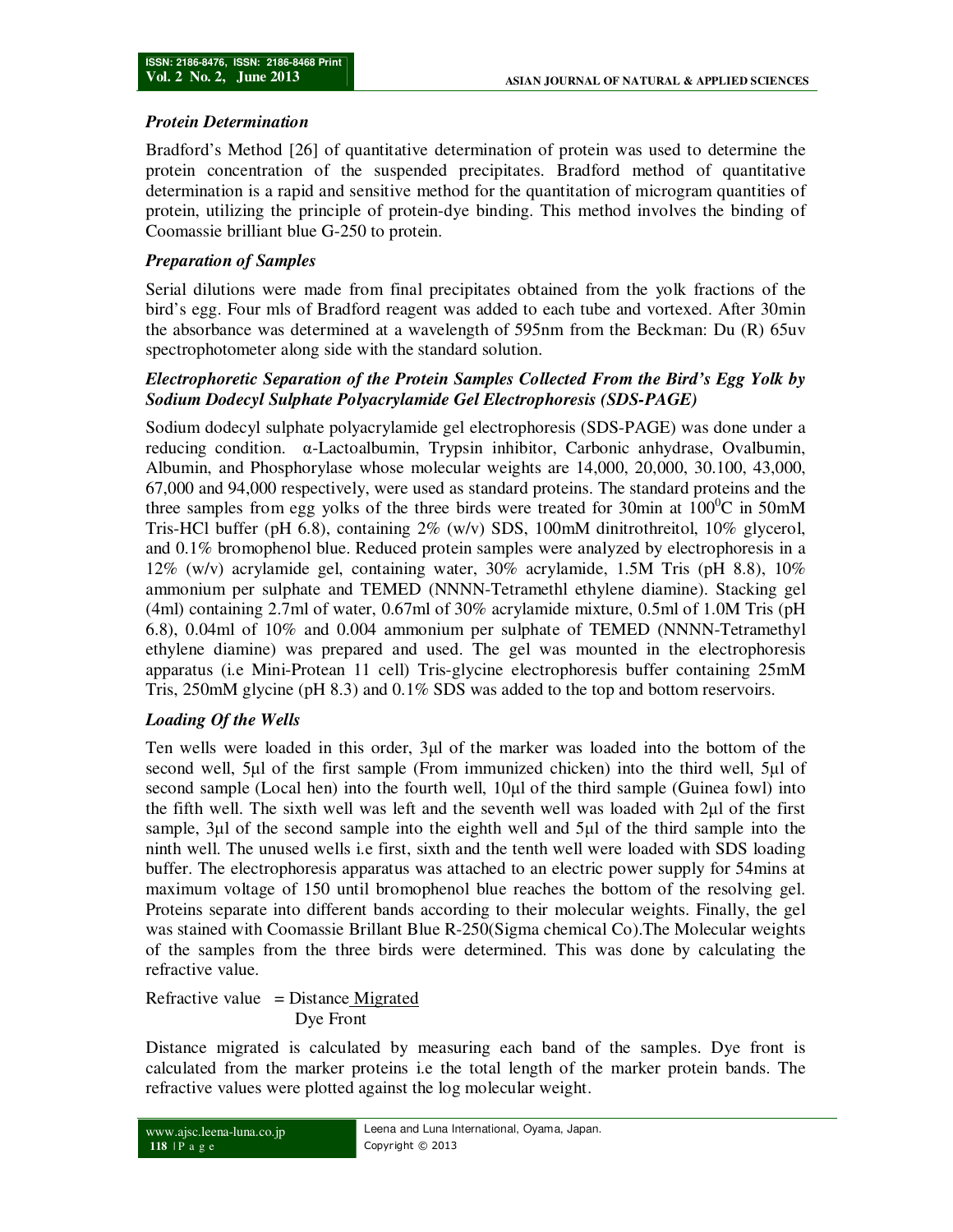### *Protein Determination*

Bradford's Method [26] of quantitative determination of protein was used to determine the protein concentration of the suspended precipitates. Bradford method of quantitative determination is a rapid and sensitive method for the quantitation of microgram quantities of protein, utilizing the principle of protein-dye binding. This method involves the binding of Coomassie brilliant blue G-250 to protein.

### *Preparation of Samples*

Serial dilutions were made from final precipitates obtained from the yolk fractions of the bird's egg. Four mls of Bradford reagent was added to each tube and vortexed. After 30min the absorbance was determined at a wavelength of 595nm from the Beckman: Du (R) 65uv spectrophotometer along side with the standard solution.

### *Electrophoretic Separation of the Protein Samples Collected From the Bird's Egg Yolk by Sodium Dodecyl Sulphate Polyacrylamide Gel Electrophoresis (SDS-PAGE)*

Sodium dodecyl sulphate polyacrylamide gel electrophoresis (SDS-PAGE) was done under a reducing condition. α-Lactoalbumin, Trypsin inhibitor, Carbonic anhydrase, Ovalbumin, Albumin, and Phosphorylase whose molecular weights are 14,000, 20,000, 30.100, 43,000, 67,000 and 94,000 respectively, were used as standard proteins. The standard proteins and the three samples from egg yolks of the three birds were treated for 30min at $100^0$C in 50mM Tris-HCl buffer (pH 6.8), containing 2% (w/v) SDS, 100mM dinitrothreitol, 10% glycerol, and 0.1% bromophenol blue. Reduced protein samples were analyzed by electrophoresis in a 12% (w/v) acrylamide gel, containing water, 30% acrylamide, 1.5M Tris (pH 8.8), 10% ammonium per sulphate and TEMED (NNNN-Tetramethl ethylene diamine). Stacking gel (4ml) containing 2.7ml of water, 0.67ml of 30% acrylamide mixture, 0.5ml of 1.0M Tris (pH 6.8), 0.04ml of 10% and 0.004 ammonium per sulphate of TEMED (NNNN-Tetramethyl ethylene diamine) was prepared and used. The gel was mounted in the electrophoresis apparatus (i.e Mini-Protean 11 cell) Tris-glycine electrophoresis buffer containing 25mM Tris, 250mM glycine (pH 8.3) and 0.1% SDS was added to the top and bottom reservoirs.

### *Loading Of the Wells*

Ten wells were loaded in this order, 3μl of the marker was loaded into the bottom of the second well, 5μl of the first sample (From immunized chicken) into the third well, 5μl of second sample (Local hen) into the fourth well, 10μl of the third sample (Guinea fowl) into the fifth well. The sixth well was left and the seventh well was loaded with 2μl of the first sample, 3μl of the second sample into the eighth well and 5μl of the third sample into the ninth well. The unused wells i.e first, sixth and the tenth well were loaded with SDS loading buffer. The electrophoresis apparatus was attached to an electric power supply for 54mins at maximum voltage of 150 until bromophenol blue reaches the bottom of the resolving gel. Proteins separate into different bands according to their molecular weights. Finally, the gel was stained with Coomassie Brillant Blue R-250(Sigma chemical Co).The Molecular weights of the samples from the three birds were determined. This was done by calculating the refractive value.

$$\text{Refractive value} = \frac{\text{Distance Migrated}}{\text{Dye Front}}$$

Distance migrated is calculated by measuring each band of the samples. Dye front is calculated from the marker proteins i.e the total length of the marker protein bands. The refractive values were plotted against the log molecular weight.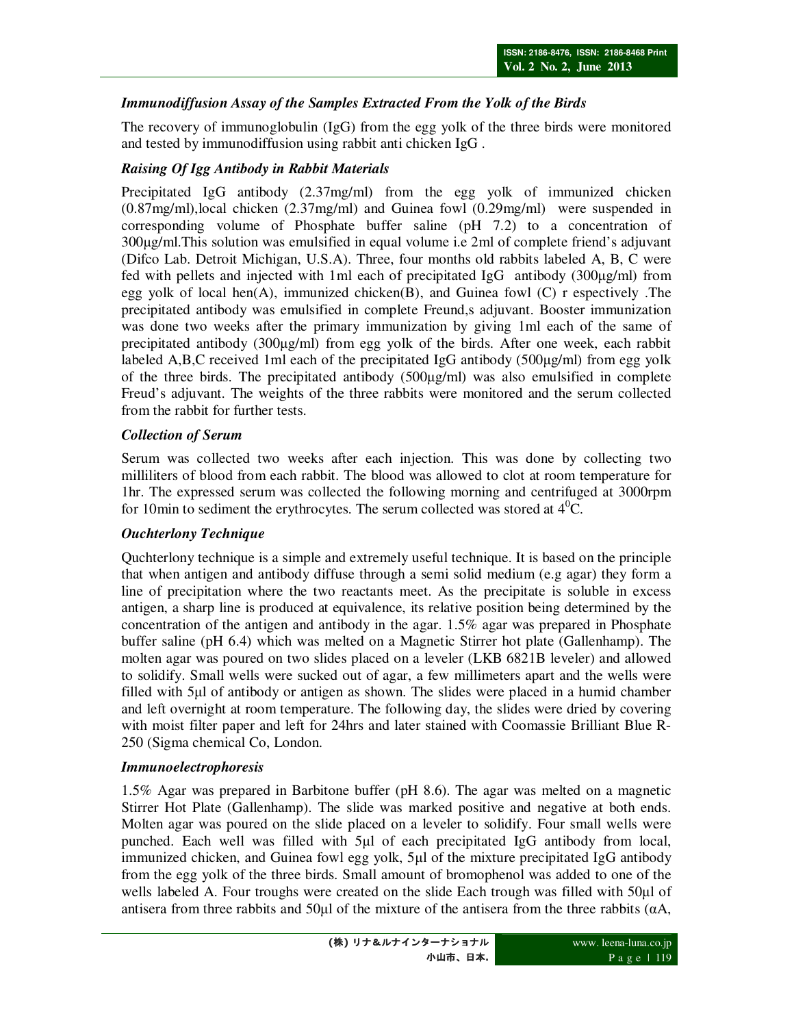### *Immunodiffusion Assay of the Samples Extracted From the Yolk of the Birds*

The recovery of immunoglobulin (IgG) from the egg yolk of the three birds were monitored and tested by immunodiffusion using rabbit anti chicken IgG .

### *Raising Of Igg Antibody in Rabbit Materials*

Precipitated IgG antibody (2.37mg/ml) from the egg yolk of immunized chicken (0.87mg/ml),local chicken (2.37mg/ml) and Guinea fowl (0.29mg/ml) were suspended in corresponding volume of Phosphate buffer saline (pH 7.2) to a concentration of 300µg/ml.This solution was emulsified in equal volume i.e 2ml of complete friend's adjuvant (Difco Lab. Detroit Michigan, U.S.A). Three, four months old rabbits labeled A, B, C were fed with pellets and injected with 1ml each of precipitated IgG antibody (300µg/ml) from egg yolk of local hen(A), immunized chicken(B), and Guinea fowl (C) r espectively .The precipitated antibody was emulsified in complete Freund,s adjuvant. Booster immunization was done two weeks after the primary immunization by giving 1ml each of the same of precipitated antibody (300µg/ml) from egg yolk of the birds. After one week, each rabbit labeled A,B,C received 1ml each of the precipitated IgG antibody (500µg/ml) from egg yolk of the three birds. The precipitated antibody (500µg/ml) was also emulsified in complete Freud's adjuvant. The weights of the three rabbits were monitored and the serum collected from the rabbit for further tests.

### *Collection of Serum*

Serum was collected two weeks after each injection. This was done by collecting two milliliters of blood from each rabbit. The blood was allowed to clot at room temperature for 1hr. The expressed serum was collected the following morning and centrifuged at 3000rpm for 10min to sediment the erythrocytes. The serum collected was stored at $4^0$C.

### *Ouchterlony Technique*

Quchterlony technique is a simple and extremely useful technique. It is based on the principle that when antigen and antibody diffuse through a semi solid medium (e.g agar) they form a line of precipitation where the two reactants meet. As the precipitate is soluble in excess antigen, a sharp line is produced at equivalence, its relative position being determined by the concentration of the antigen and antibody in the agar. 1.5% agar was prepared in Phosphate buffer saline (pH 6.4) which was melted on a Magnetic Stirrer hot plate (Gallenhamp). The molten agar was poured on two slides placed on a leveler (LKB 6821B leveler) and allowed to solidify. Small wells were sucked out of agar, a few millimeters apart and the wells were filled with 5µl of antibody or antigen as shown. The slides were placed in a humid chamber and left overnight at room temperature. The following day, the slides were dried by covering with moist filter paper and left for 24hrs and later stained with Coomassie Brilliant Blue R-250 (Sigma chemical Co, London.

### *Immunoelectrophoresis*

1.5% Agar was prepared in Barbitone buffer (pH 8.6). The agar was melted on a magnetic Stirrer Hot Plate (Gallenhamp). The slide was marked positive and negative at both ends. Molten agar was poured on the slide placed on a leveler to solidify. Four small wells were punched. Each well was filled with 5µl of each precipitated IgG antibody from local, immunized chicken, and Guinea fowl egg yolk, 5µl of the mixture precipitated IgG antibody from the egg yolk of the three birds. Small amount of bromophenol was added to one of the wells labeled A. Four troughs were created on the slide Each trough was filled with 50µl of antisera from three rabbits and 50µl of the mixture of the antisera from the three rabbits (αA,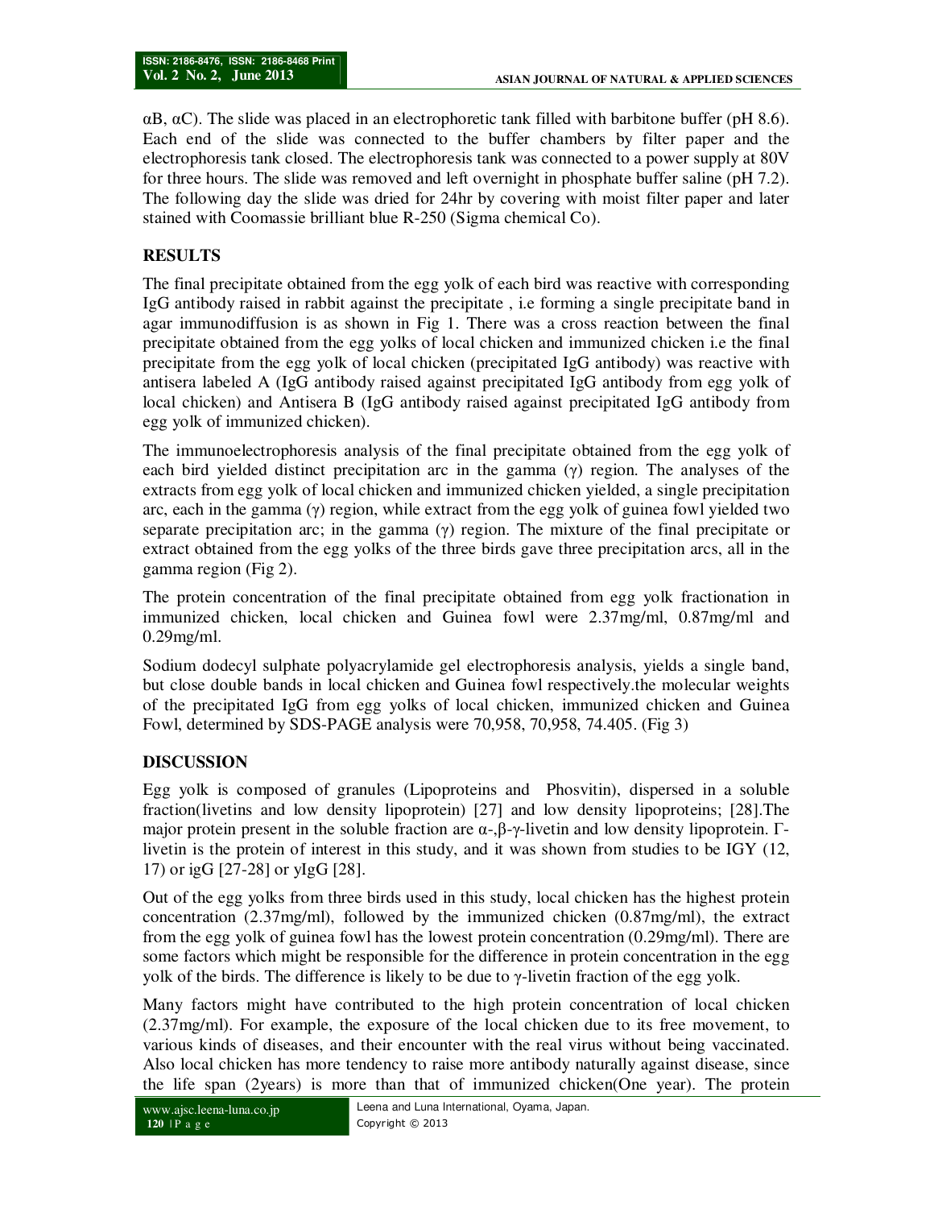αB, αC). The slide was placed in an electrophoretic tank filled with barbitone buffer (pH 8.6). Each end of the slide was connected to the buffer chambers by filter paper and the electrophoresis tank closed. The electrophoresis tank was connected to a power supply at 80V for three hours. The slide was removed and left overnight in phosphate buffer saline (pH 7.2). The following day the slide was dried for 24hr by covering with moist filter paper and later stained with Coomassie brilliant blue R-250 (Sigma chemical Co).

## RESULTS

The final precipitate obtained from the egg yolk of each bird was reactive with corresponding IgG antibody raised in rabbit against the precipitate , i.e forming a single precipitate band in agar immunodiffusion is as shown in Fig 1. There was a cross reaction between the final precipitate obtained from the egg yolks of local chicken and immunized chicken i.e the final precipitate from the egg yolk of local chicken (precipitated IgG antibody) was reactive with antisera labeled A (IgG antibody raised against precipitated IgG antibody from egg yolk of local chicken) and Antisera B (IgG antibody raised against precipitated IgG antibody from egg yolk of immunized chicken).

The immunoelectrophoresis analysis of the final precipitate obtained from the egg yolk of each bird yielded distinct precipitation arc in the gamma (γ) region. The analyses of the extracts from egg yolk of local chicken and immunized chicken yielded, a single precipitation arc, each in the gamma (γ) region, while extract from the egg yolk of guinea fowl yielded two separate precipitation arc; in the gamma (γ) region. The mixture of the final precipitate or extract obtained from the egg yolks of the three birds gave three precipitation arcs, all in the gamma region (Fig 2).

The protein concentration of the final precipitate obtained from egg yolk fractionation in immunized chicken, local chicken and Guinea fowl were 2.37mg/ml, 0.87mg/ml and 0.29mg/ml.

Sodium dodecyl sulphate polyacrylamide gel electrophoresis analysis, yields a single band, but close double bands in local chicken and Guinea fowl respectively.the molecular weights of the precipitated IgG from egg yolks of local chicken, immunized chicken and Guinea Fowl, determined by SDS-PAGE analysis were 70,958, 70,958, 74.405. (Fig 3)

## DISCUSSION

Egg yolk is composed of granules (Lipoproteins and Phosvitin), dispersed in a soluble fraction(livetins and low density lipoprotein) [27] and low density lipoproteins; [28].The major protein present in the soluble fraction are α-,β-γ-livetin and low density lipoprotein. Γ-livetin is the protein of interest in this study, and it was shown from studies to be IGY (12, 17) or igG [27-28] or yIgG [28].

Out of the egg yolks from three birds used in this study, local chicken has the highest protein concentration (2.37mg/ml), followed by the immunized chicken (0.87mg/ml), the extract from the egg yolk of guinea fowl has the lowest protein concentration (0.29mg/ml). There are some factors which might be responsible for the difference in protein concentration in the egg yolk of the birds. The difference is likely to be due to γ-livetin fraction of the egg yolk.

Many factors might have contributed to the high protein concentration of local chicken (2.37mg/ml). For example, the exposure of the local chicken due to its free movement, to various kinds of diseases, and their encounter with the real virus without being vaccinated. Also local chicken has more tendency to raise more antibody naturally against disease, since the life span (2years) is more than that of immunized chicken(One year). The protein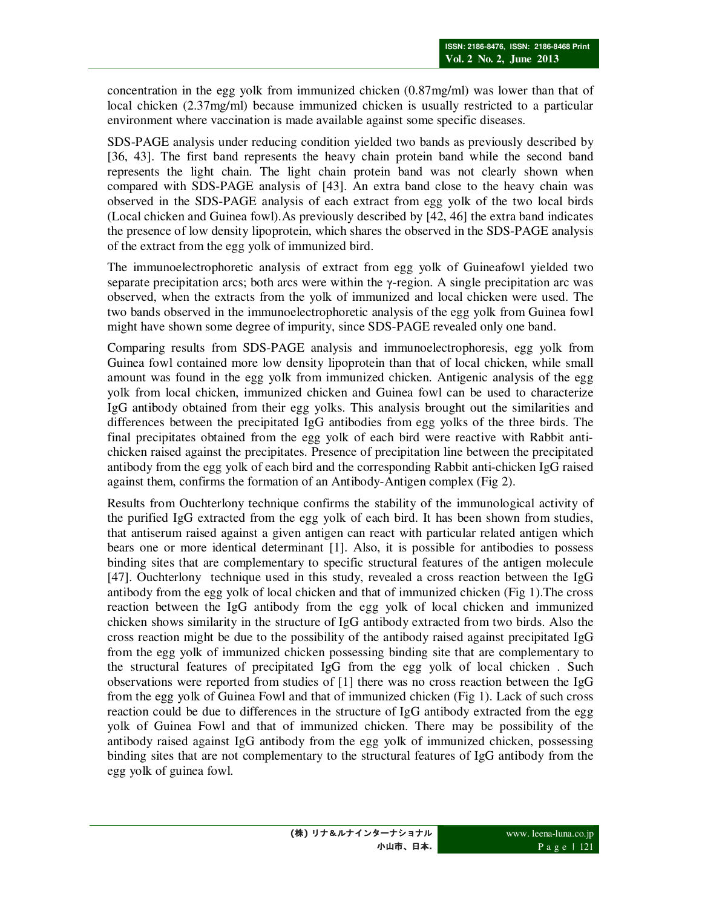concentration in the egg yolk from immunized chicken (0.87mg/ml) was lower than that of local chicken (2.37mg/ml) because immunized chicken is usually restricted to a particular environment where vaccination is made available against some specific diseases.

SDS-PAGE analysis under reducing condition yielded two bands as previously described by [36, 43]. The first band represents the heavy chain protein band while the second band represents the light chain. The light chain protein band was not clearly shown when compared with SDS-PAGE analysis of [43]. An extra band close to the heavy chain was observed in the SDS-PAGE analysis of each extract from egg yolk of the two local birds (Local chicken and Guinea fowl).As previously described by [42, 46] the extra band indicates the presence of low density lipoprotein, which shares the observed in the SDS-PAGE analysis of the extract from the egg yolk of immunized bird.

The immunoelectrophoretic analysis of extract from egg yolk of Guineafowl yielded two separate precipitation arcs; both arcs were within the γ-region. A single precipitation arc was observed, when the extracts from the yolk of immunized and local chicken were used. The two bands observed in the immunoelectrophoretic analysis of the egg yolk from Guinea fowl might have shown some degree of impurity, since SDS-PAGE revealed only one band.

Comparing results from SDS-PAGE analysis and immunoelectrophoresis, egg yolk from Guinea fowl contained more low density lipoprotein than that of local chicken, while small amount was found in the egg yolk from immunized chicken. Antigenic analysis of the egg yolk from local chicken, immunized chicken and Guinea fowl can be used to characterize IgG antibody obtained from their egg yolks. This analysis brought out the similarities and differences between the precipitated IgG antibodies from egg yolks of the three birds. The final precipitates obtained from the egg yolk of each bird were reactive with Rabbit anti-chicken raised against the precipitates. Presence of precipitation line between the precipitated antibody from the egg yolk of each bird and the corresponding Rabbit anti-chicken IgG raised against them, confirms the formation of an Antibody-Antigen complex (Fig 2).

Results from Ouchterlony technique confirms the stability of the immunological activity of the purified IgG extracted from the egg yolk of each bird. It has been shown from studies, that antiserum raised against a given antigen can react with particular related antigen which bears one or more identical determinant [1]. Also, it is possible for antibodies to possess binding sites that are complementary to specific structural features of the antigen molecule [47]. Ouchterlony technique used in this study, revealed a cross reaction between the IgG antibody from the egg yolk of local chicken and that of immunized chicken (Fig 1).The cross reaction between the IgG antibody from the egg yolk of local chicken and immunized chicken shows similarity in the structure of IgG antibody extracted from two birds. Also the cross reaction might be due to the possibility of the antibody raised against precipitated IgG from the egg yolk of immunized chicken possessing binding site that are complementary to the structural features of precipitated IgG from the egg yolk of local chicken . Such observations were reported from studies of [1] there was no cross reaction between the IgG from the egg yolk of Guinea Fowl and that of immunized chicken (Fig 1). Lack of such cross reaction could be due to differences in the structure of IgG antibody extracted from the egg yolk of Guinea Fowl and that of immunized chicken. There may be possibility of the antibody raised against IgG antibody from the egg yolk of immunized chicken, possessing binding sites that are not complementary to the structural features of IgG antibody from the egg yolk of guinea fowl.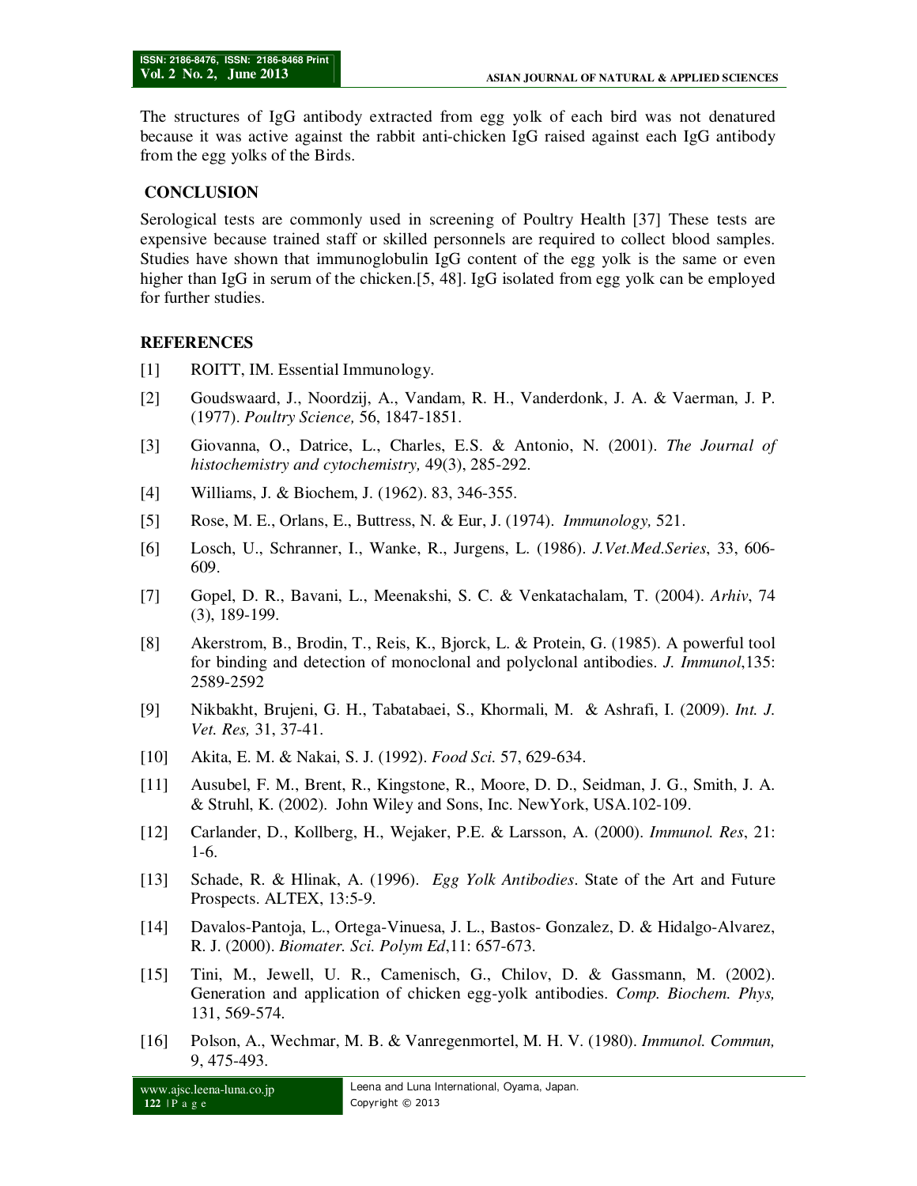The structures of IgG antibody extracted from egg yolk of each bird was not denatured because it was active against the rabbit anti-chicken IgG raised against each IgG antibody from the egg yolks of the Birds.

## CONCLUSION

Serological tests are commonly used in screening of Poultry Health [37] These tests are expensive because trained staff or skilled personnels are required to collect blood samples. Studies have shown that immunoglobulin IgG content of the egg yolk is the same or even higher than IgG in serum of the chicken.[5, 48]. IgG isolated from egg yolk can be employed for further studies.

## REFERENCES

[1] ROITT, IM. Essential Immunology.

[2] Goudswaard, J., Noordzij, A., Vandam, R. H., Vanderdonk, J. A. & Vaerman, J. P. (1977). *Poultry Science,* 56, 1847-1851.

[3] Giovanna, O., Datrice, L., Charles, E.S. & Antonio, N. (2001). *The Journal of histochemistry and cytochemistry,* 49(3), 285-292.

[4] Williams, J. & Biochem, J. (1962). 83, 346-355.

[5] Rose, M. E., Orlans, E., Buttress, N. & Eur, J. (1974). *Immunology,* 521.

[6] Losch, U., Schranner, I., Wanke, R., Jurgens, L. (1986). *J.Vet.Med.Series*, 33, 606-609.

[7] Gopel, D. R., Bavani, L., Meenakshi, S. C. & Venkatachalam, T. (2004). *Arhiv*, 74 (3), 189-199.

[8] Akerstrom, B., Brodin, T., Reis, K., Bjorck, L. & Protein, G. (1985). A powerful tool for binding and detection of monoclonal and polyclonal antibodies. *J. Immunol*,135: 2589-2592

[9] Nikbakht, Brujeni, G. H., Tabatabaei, S., Khormali, M. & Ashrafi, I. (2009). *Int. J. Vet. Res,* 31, 37-41.

[10] Akita, E. M. & Nakai, S. J. (1992). *Food Sci.* 57, 629-634.

[11] Ausubel, F. M., Brent, R., Kingstone, R., Moore, D. D., Seidman, J. G., Smith, J. A. & Struhl, K. (2002). John Wiley and Sons, Inc. NewYork, USA.102-109.

[12] Carlander, D., Kollberg, H., Wejaker, P.E. & Larsson, A. (2000). *Immunol. Res*, 21: 1-6.

[13] Schade, R. & Hlinak, A. (1996). *Egg Yolk Antibodies*. State of the Art and Future Prospects. ALTEX, 13:5-9.

[14] Davalos-Pantoja, L., Ortega-Vinuesa, J. L., Bastos- Gonzalez, D. & Hidalgo-Alvarez, R. J. (2000). *Biomater. Sci. Polym Ed*,11: 657-673.

[15] Tini, M., Jewell, U. R., Camenisch, G., Chilov, D. & Gassmann, M. (2002). Generation and application of chicken egg-yolk antibodies. *Comp. Biochem. Phys,* 131, 569-574.

[16] Polson, A., Wechmar, M. B. & Vanregenmortel, M. H. V. (1980). *Immunol. Commun,* 9, 475-493.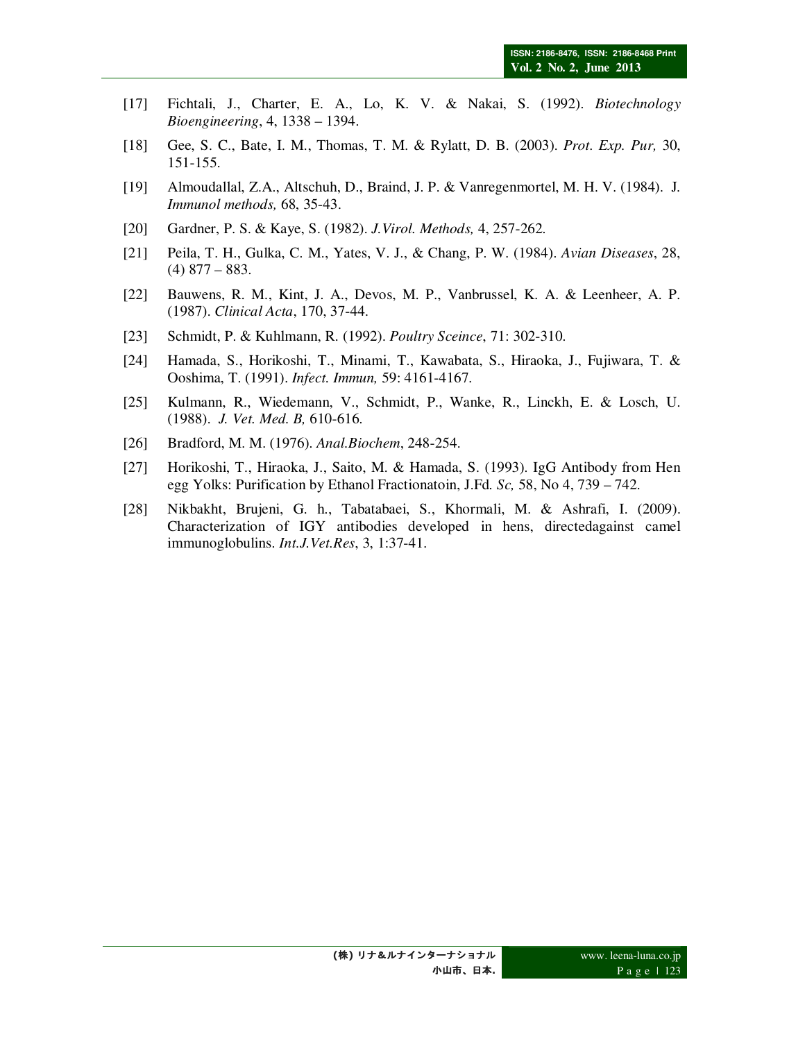[17] Fichtali, J., Charter, E. A., Lo, K. V. & Nakai, S. (1992). *Biotechnology Bioengineering*, 4, 1338 – 1394.

[18] Gee, S. C., Bate, I. M., Thomas, T. M. & Rylatt, D. B. (2003). *Prot. Exp. Pur,* 30, 151-155.

[19] Almoudallal, Z.A., Altschuh, D., Braind, J. P. & Vanregenmortel, M. H. V. (1984). J. *Immunol methods,* 68, 35-43.

[20] Gardner, P. S. & Kaye, S. (1982). *J.Virol. Methods,* 4, 257-262.

[21] Peila, T. H., Gulka, C. M., Yates, V. J., & Chang, P. W. (1984). *Avian Diseases*, 28, (4) 877 – 883.

[22] Bauwens, R. M., Kint, J. A., Devos, M. P., Vanbrussel, K. A. & Leenheer, A. P. (1987). *Clinical Acta*, 170, 37-44.

[23] Schmidt, P. & Kuhlmann, R. (1992). *Poultry Sceince*, 71: 302-310.

[24] Hamada, S., Horikoshi, T., Minami, T., Kawabata, S., Hiraoka, J., Fujiwara, T. & Ooshima, T. (1991). *Infect. Immun,* 59: 4161-4167.

[25] Kulmann, R., Wiedemann, V., Schmidt, P., Wanke, R., Linckh, E. & Losch, U. (1988). *J. Vet. Med. B,* 610-616.

[26] Bradford, M. M. (1976). *Anal.Biochem*, 248-254.

[27] Horikoshi, T., Hiraoka, J., Saito, M. & Hamada, S. (1993). IgG Antibody from Hen egg Yolks: Purification by Ethanol Fractionatoin, J.Fd. *Sc,* 58, No 4, 739 – 742.

[28] Nikbakht, Brujeni, G. h., Tabatabaei, S., Khormali, M. & Ashrafi, I. (2009). Characterization of IGY antibodies developed in hens, directedagainst camel immunoglobulins. *Int.J.Vet.Res*, 3, 1:37-41.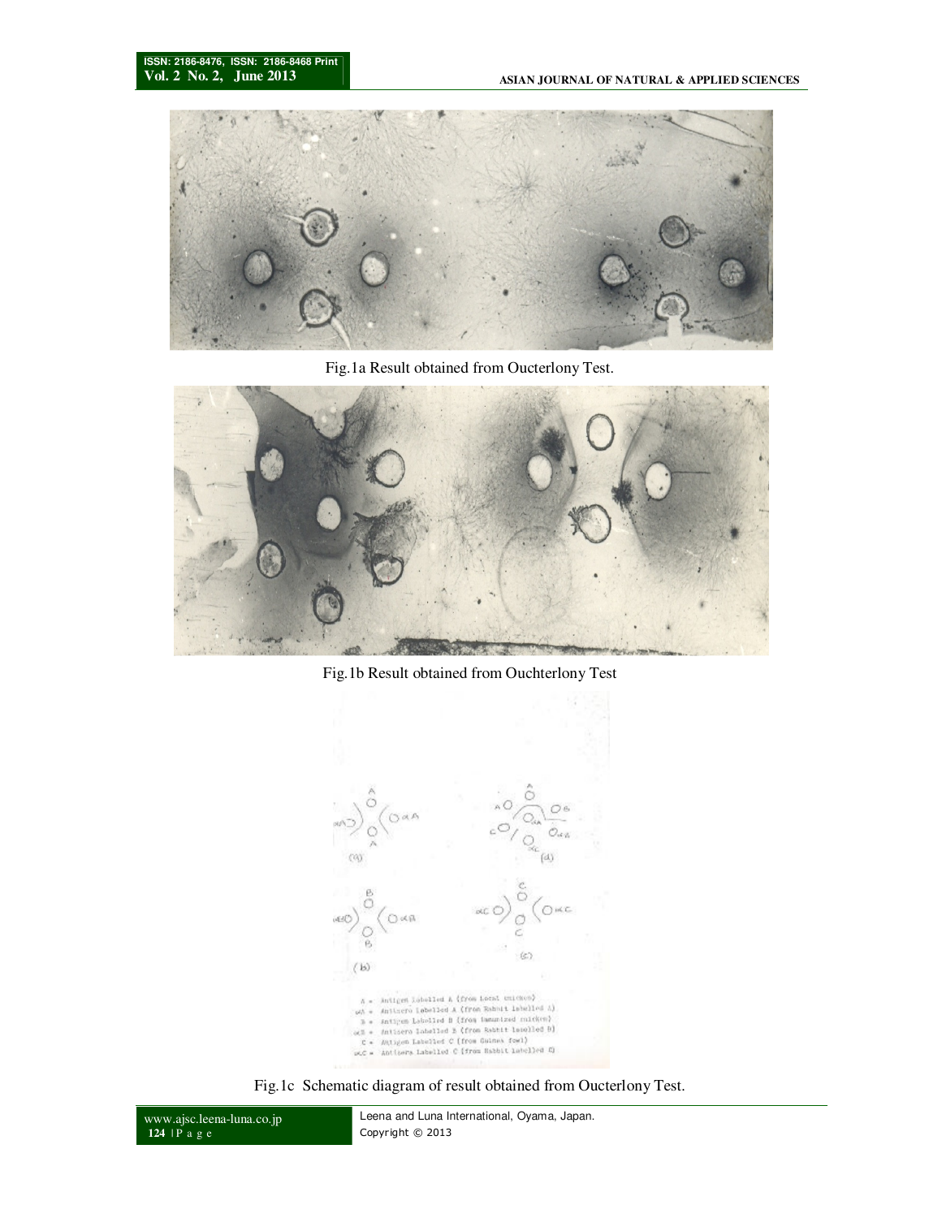Fig.1a Result obtained from Oucterlony Test.

Fig.1b Result obtained from Ouchterlony Test

Fig.1c Schematic diagram of result obtained from Oucterlony Test.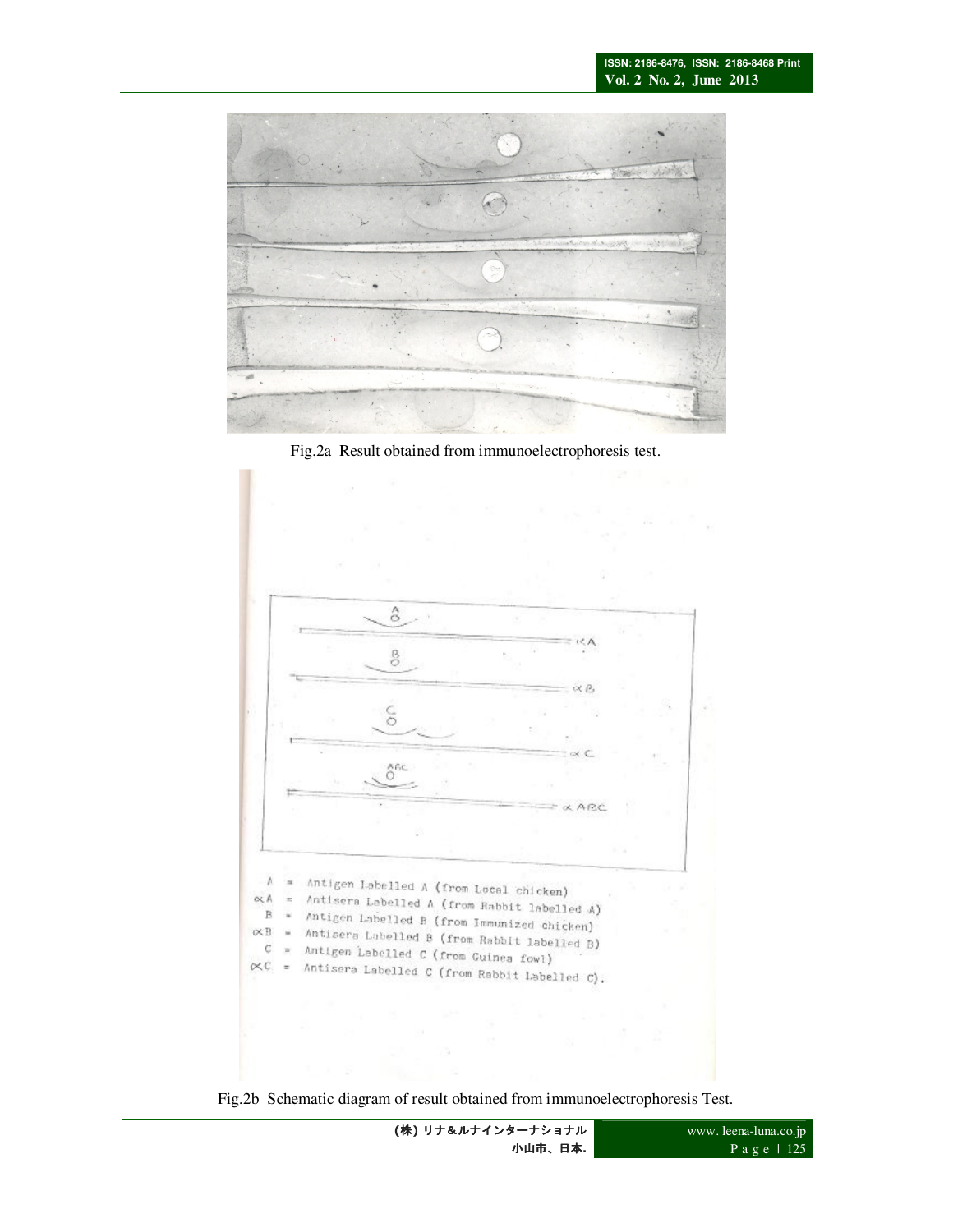Fig.2a Result obtained from immunoelectrophoresis test.

A = Antigen Labelled A (from Local chicken)
∝A = Antisera Labelled A (from Rabbit labelled A)
B = Antigen Labelled B (from Immunized chicken)
∝B = Antisera Labelled B (from Rabbit labelled B)
C = Antigen Labelled C (from Guinea fowl)
∝C = Antisera Labelled C (from Rabbit Labelled C).

Fig.2b Schematic diagram of result obtained from immunoelectrophoresis Test.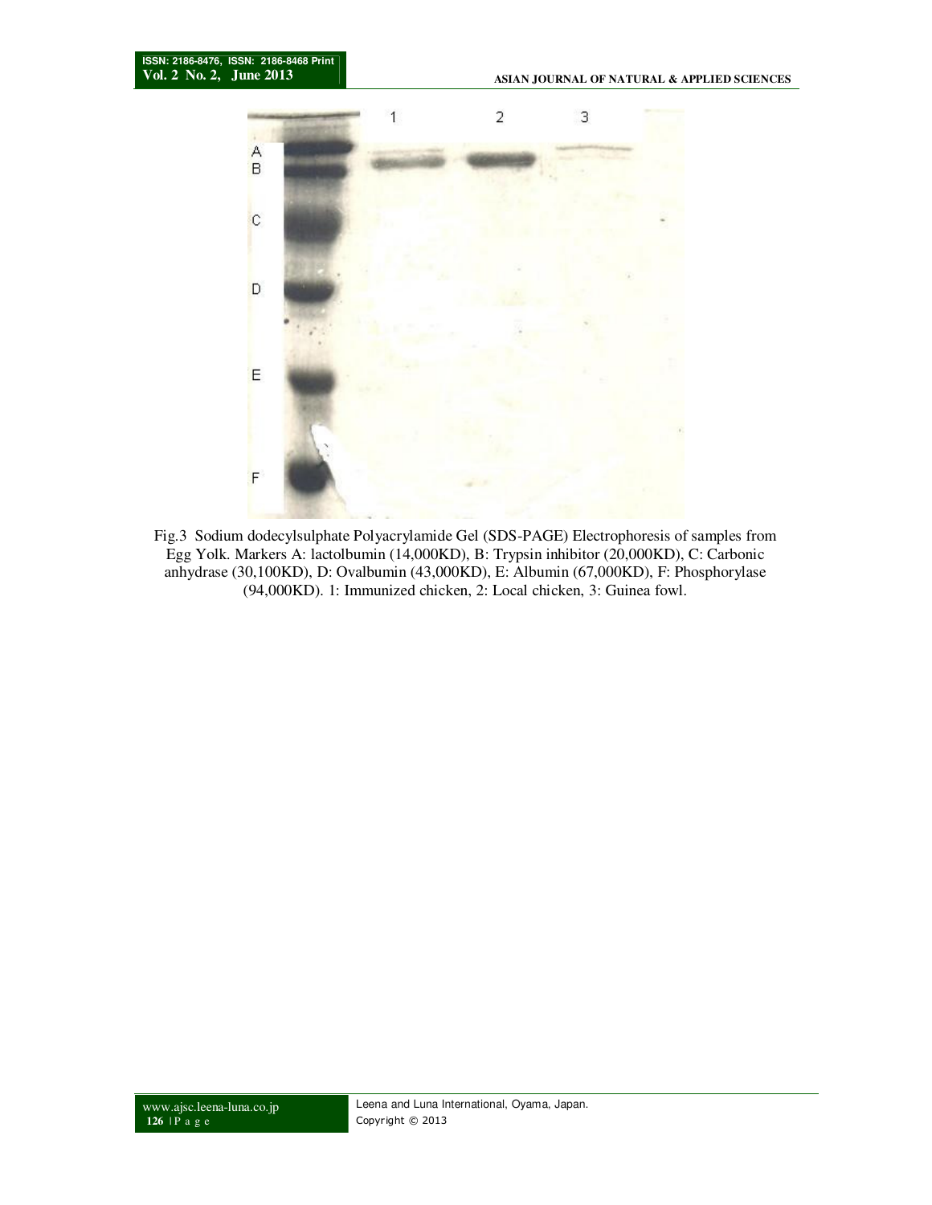1 2 3

A
B
C
D
E
F

Fig.3 Sodium dodecylsulphate Polyacrylamide Gel (SDS-PAGE) Electrophoresis of samples from Egg Yolk. Markers A: lactolbumin (14,000KD), B: Trypsin inhibitor (20,000KD), C: Carbonic anhydrase (30,100KD), D: Ovalbumin (43,000KD), E: Albumin (67,000KD), F: Phosphorylase (94,000KD). 1: Immunized chicken, 2: Local chicken, 3: Guinea fowl.